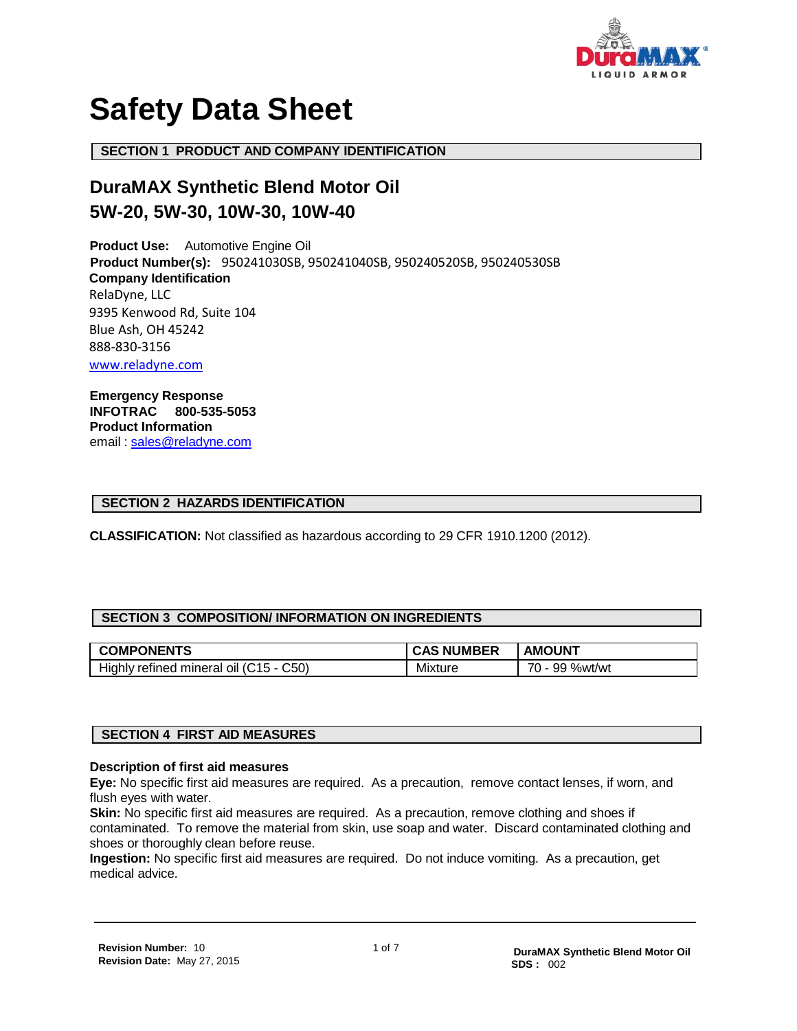# Safety Data Sheet

## SECTION 1 PRODUCT AND COMPANY IDENTIFICATION

### DuraMAX Synthetic Blend Motor Oil
### 5W-20, 5W-30, 10W-30, 10W-40

**Product Use:** Automotive Engine Oil
**Product Number(s):** 950241030SB, 950241040SB, 950240520SB, 950240530SB
**Company Identification**
RelaDyne, LLC
9395 Kenwood Rd, Suite 104
Blue Ash, OH 45242
888-830-3156
www.reladyne.com

**Emergency Response**
**INFOTRAC 800-535-5053**
**Product Information**
email : sales@reladyne.com

## SECTION 2 HAZARDS IDENTIFICATION

**CLASSIFICATION:** Not classified as hazardous according to 29 CFR 1910.1200 (2012).

## SECTION 3 COMPOSITION/ INFORMATION ON INGREDIENTS

| COMPONENTS | CAS NUMBER | AMOUNT |
|---|---|---|
| Highly refined mineral oil (C15 - C50) | Mixture | 70 - 99 %wt/wt |

## SECTION 4 FIRST AID MEASURES

**Description of first aid measures**
**Eye:** No specific first aid measures are required. As a precaution, remove contact lenses, if worn, and flush eyes with water.
**Skin:** No specific first aid measures are required. As a precaution, remove clothing and shoes if contaminated. To remove the material from skin, use soap and water. Discard contaminated clothing and shoes or thoroughly clean before reuse.
**Ingestion:** No specific first aid measures are required. Do not induce vomiting. As a precaution, get medical advice.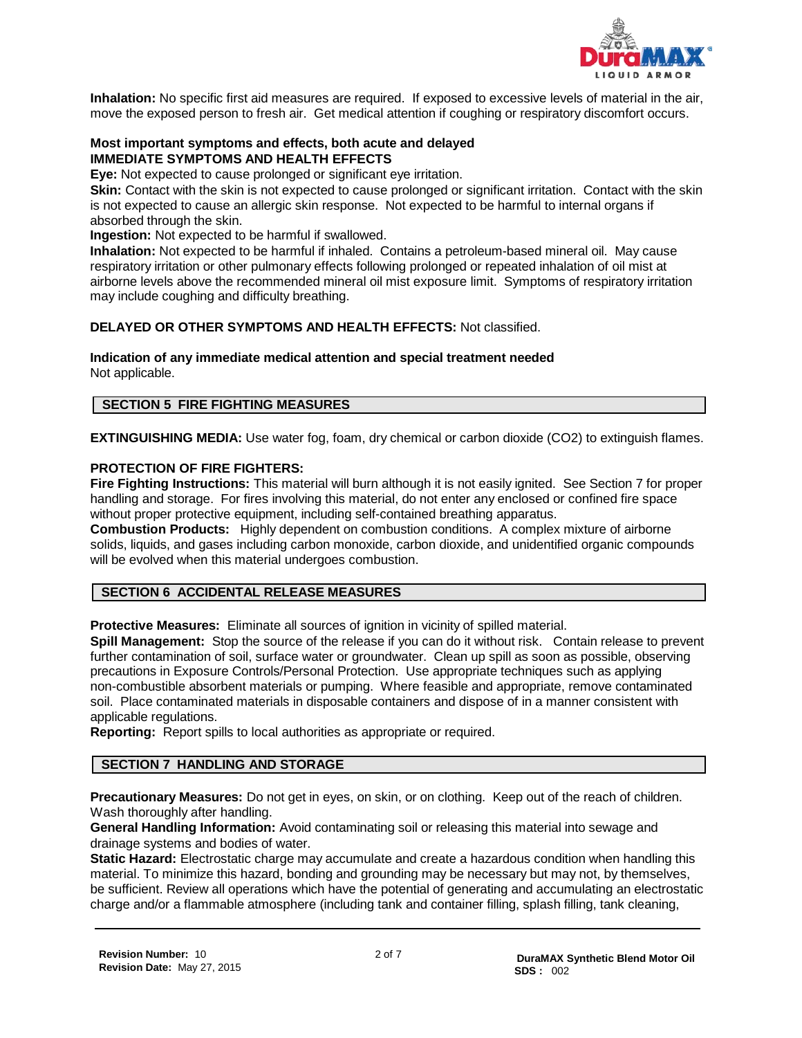**Inhalation:** No specific first aid measures are required. If exposed to excessive levels of material in the air, move the exposed person to fresh air. Get medical attention if coughing or respiratory discomfort occurs.

**Most important symptoms and effects, both acute and delayed**
**IMMEDIATE SYMPTOMS AND HEALTH EFFECTS**

**Eye:** Not expected to cause prolonged or significant eye irritation.
**Skin:** Contact with the skin is not expected to cause prolonged or significant irritation. Contact with the skin is not expected to cause an allergic skin response. Not expected to be harmful to internal organs if absorbed through the skin.
**Ingestion:** Not expected to be harmful if swallowed.
**Inhalation:** Not expected to be harmful if inhaled. Contains a petroleum-based mineral oil. May cause respiratory irritation or other pulmonary effects following prolonged or repeated inhalation of oil mist at airborne levels above the recommended mineral oil mist exposure limit. Symptoms of respiratory irritation may include coughing and difficulty breathing.

**DELAYED OR OTHER SYMPTOMS AND HEALTH EFFECTS:** Not classified.

**Indication of any immediate medical attention and special treatment needed**
Not applicable.

## SECTION 5 FIRE FIGHTING MEASURES

**EXTINGUISHING MEDIA:** Use water fog, foam, dry chemical or carbon dioxide ($CO_2$) to extinguish flames.

**PROTECTION OF FIRE FIGHTERS:**
**Fire Fighting Instructions:** This material will burn although it is not easily ignited. See Section 7 for proper handling and storage. For fires involving this material, do not enter any enclosed or confined fire space without proper protective equipment, including self-contained breathing apparatus.
**Combustion Products:** Highly dependent on combustion conditions. A complex mixture of airborne solids, liquids, and gases including carbon monoxide, carbon dioxide, and unidentified organic compounds will be evolved when this material undergoes combustion.

## SECTION 6 ACCIDENTAL RELEASE MEASURES

**Protective Measures:** Eliminate all sources of ignition in vicinity of spilled material.
**Spill Management:** Stop the source of the release if you can do it without risk. Contain release to prevent further contamination of soil, surface water or groundwater. Clean up spill as soon as possible, observing precautions in Exposure Controls/Personal Protection. Use appropriate techniques such as applying non-combustible absorbent materials or pumping. Where feasible and appropriate, remove contaminated soil. Place contaminated materials in disposable containers and dispose of in a manner consistent with applicable regulations.
**Reporting:** Report spills to local authorities as appropriate or required.

## SECTION 7 HANDLING AND STORAGE

**Precautionary Measures:** Do not get in eyes, on skin, or on clothing. Keep out of the reach of children. Wash thoroughly after handling.
**General Handling Information:** Avoid contaminating soil or releasing this material into sewage and drainage systems and bodies of water.
**Static Hazard:** Electrostatic charge may accumulate and create a hazardous condition when handling this material. To minimize this hazard, bonding and grounding may be necessary but may not, by themselves, be sufficient. Review all operations which have the potential of generating and accumulating an electrostatic charge and/or a flammable atmosphere (including tank and container filling, splash filling, tank cleaning,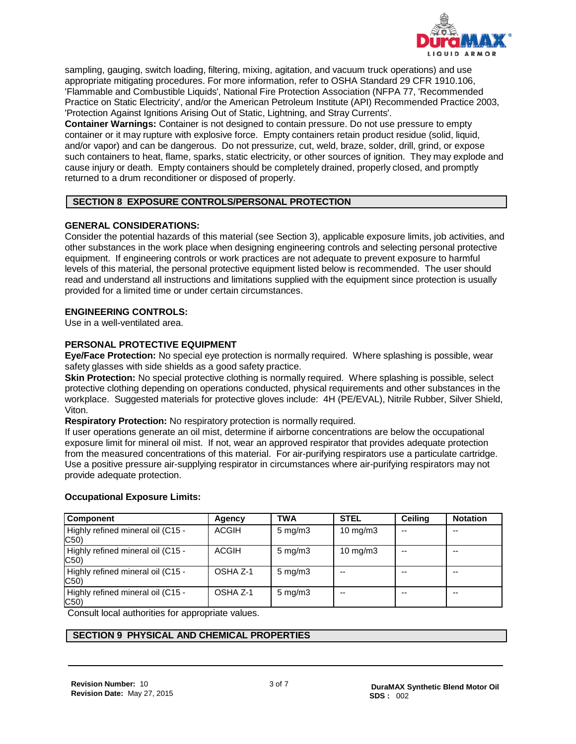sampling, gauging, switch loading, filtering, mixing, agitation, and vacuum truck operations) and use appropriate mitigating procedures. For more information, refer to OSHA Standard 29 CFR 1910.106, 'Flammable and Combustible Liquids', National Fire Protection Association (NFPA 77, 'Recommended Practice on Static Electricity', and/or the American Petroleum Institute (API) Recommended Practice 2003, 'Protection Against Ignitions Arising Out of Static, Lightning, and Stray Currents'.

**Container Warnings:** Container is not designed to contain pressure. Do not use pressure to empty container or it may rupture with explosive force. Empty containers retain product residue (solid, liquid, and/or vapor) and can be dangerous. Do not pressurize, cut, weld, braze, solder, drill, grind, or expose such containers to heat, flame, sparks, static electricity, or other sources of ignition. They may explode and cause injury or death. Empty containers should be completely drained, properly closed, and promptly returned to a drum reconditioner or disposed of properly.

## SECTION 8 EXPOSURE CONTROLS/PERSONAL PROTECTION

### GENERAL CONSIDERATIONS:

Consider the potential hazards of this material (see Section 3), applicable exposure limits, job activities, and other substances in the work place when designing engineering controls and selecting personal protective equipment. If engineering controls or work practices are not adequate to prevent exposure to harmful levels of this material, the personal protective equipment listed below is recommended. The user should read and understand all instructions and limitations supplied with the equipment since protection is usually provided for a limited time or under certain circumstances.

### ENGINEERING CONTROLS:

Use in a well-ventilated area.

### PERSONAL PROTECTIVE EQUIPMENT

**Eye/Face Protection:** No special eye protection is normally required. Where splashing is possible, wear safety glasses with side shields as a good safety practice.

**Skin Protection:** No special protective clothing is normally required. Where splashing is possible, select protective clothing depending on operations conducted, physical requirements and other substances in the workplace. Suggested materials for protective gloves include: 4H (PE/EVAL), Nitrile Rubber, Silver Shield, Viton.

**Respiratory Protection:** No respiratory protection is normally required.

If user operations generate an oil mist, determine if airborne concentrations are below the occupational exposure limit for mineral oil mist. If not, wear an approved respirator that provides adequate protection from the measured concentrations of this material. For air-purifying respirators use a particulate cartridge. Use a positive pressure air-supplying respirator in circumstances where air-purifying respirators may not provide adequate protection.

**Occupational Exposure Limits:**

| Component | Agency | TWA | STEL | Ceiling | Notation |
|---|---|---|---|---|---|
| Highly refined mineral oil (C15 - C50) | ACGIH | 5 mg/m3 | 10 mg/m3 | -- | -- |
| Highly refined mineral oil (C15 - C50) | ACGIH | 5 mg/m3 | 10 mg/m3 | -- | -- |
| Highly refined mineral oil (C15 - C50) | OSHA Z-1 | 5 mg/m3 | -- | -- | -- |
| Highly refined mineral oil (C15 - C50) | OSHA Z-1 | 5 mg/m3 | -- | -- | -- |

Consult local authorities for appropriate values.

## SECTION 9 PHYSICAL AND CHEMICAL PROPERTIES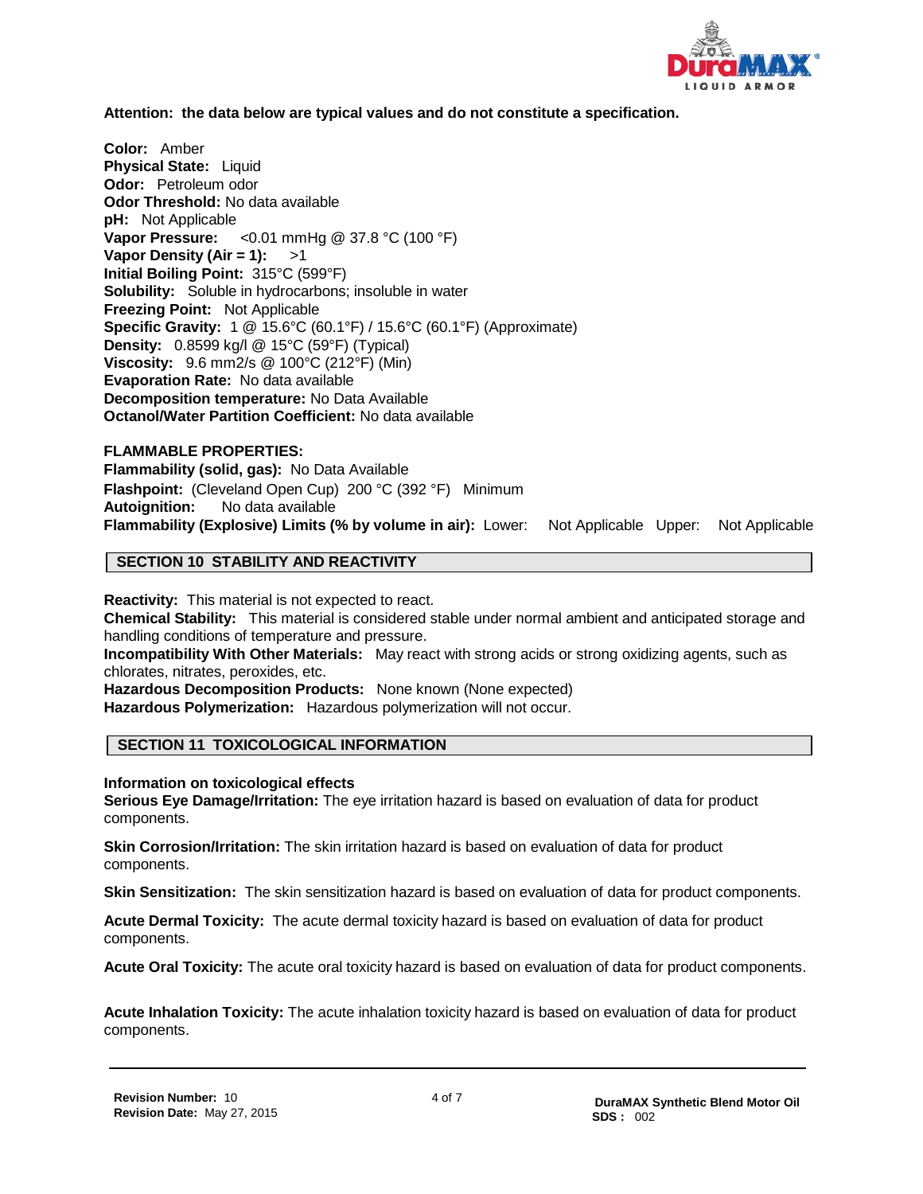**Attention: the data below are typical values and do not constitute a specification.**

**Color:** Amber
**Physical State:** Liquid
**Odor:** Petroleum odor
**Odor Threshold:** No data available
**pH:** Not Applicable
**Vapor Pressure:** <0.01 mmHg @ 37.8 °C (100 °F)
**Vapor Density (Air = 1):** >1
**Initial Boiling Point:** 315°C (599°F)
**Solubility:** Soluble in hydrocarbons; insoluble in water
**Freezing Point:** Not Applicable
**Specific Gravity:** 1 @ 15.6°C (60.1°F) / 15.6°C (60.1°F) (Approximate)
**Density:** 0.8599 kg/l @ 15°C (59°F) (Typical)
**Viscosity:** 9.6 mm2/s @ 100°C (212°F) (Min)
**Evaporation Rate:** No data available
**Decomposition temperature:** No Data Available
**Octanol/Water Partition Coefficient:** No data available

**FLAMMABLE PROPERTIES:**
**Flammability (solid, gas):** No Data Available
**Flashpoint:** (Cleveland Open Cup) 200 °C (392 °F) Minimum
**Autoignition:** No data available
**Flammability (Explosive) Limits (% by volume in air):** Lower: Not Applicable Upper: Not Applicable

## SECTION 10 STABILITY AND REACTIVITY

**Reactivity:** This material is not expected to react.
**Chemical Stability:** This material is considered stable under normal ambient and anticipated storage and handling conditions of temperature and pressure.
**Incompatibility With Other Materials:** May react with strong acids or strong oxidizing agents, such as chlorates, nitrates, peroxides, etc.
**Hazardous Decomposition Products:** None known (None expected)
**Hazardous Polymerization:** Hazardous polymerization will not occur.

## SECTION 11 TOXICOLOGICAL INFORMATION

**Information on toxicological effects**
**Serious Eye Damage/Irritation:** The eye irritation hazard is based on evaluation of data for product components.

**Skin Corrosion/Irritation:** The skin irritation hazard is based on evaluation of data for product components.

**Skin Sensitization:** The skin sensitization hazard is based on evaluation of data for product components.

**Acute Dermal Toxicity:** The acute dermal toxicity hazard is based on evaluation of data for product components.

**Acute Oral Toxicity:** The acute oral toxicity hazard is based on evaluation of data for product components.

**Acute Inhalation Toxicity:** The acute inhalation toxicity hazard is based on evaluation of data for product components.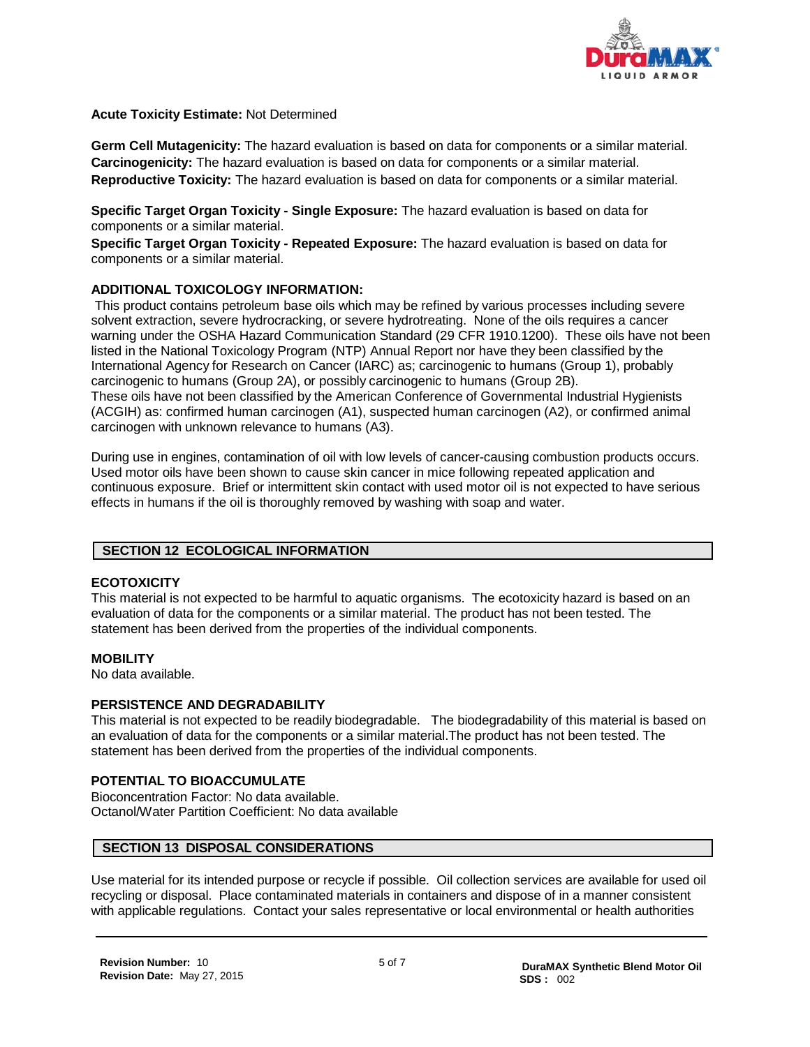**Acute Toxicity Estimate:** Not Determined

**Germ Cell Mutagenicity:** The hazard evaluation is based on data for components or a similar material.
**Carcinogenicity:** The hazard evaluation is based on data for components or a similar material.
**Reproductive Toxicity:** The hazard evaluation is based on data for components or a similar material.

**Specific Target Organ Toxicity - Single Exposure:** The hazard evaluation is based on data for components or a similar material.
**Specific Target Organ Toxicity - Repeated Exposure:** The hazard evaluation is based on data for components or a similar material.

**ADDITIONAL TOXICOLOGY INFORMATION:**
This product contains petroleum base oils which may be refined by various processes including severe solvent extraction, severe hydrocracking, or severe hydrotreating. None of the oils requires a cancer warning under the OSHA Hazard Communication Standard (29 CFR 1910.1200). These oils have not been listed in the National Toxicology Program (NTP) Annual Report nor have they been classified by the International Agency for Research on Cancer (IARC) as; carcinogenic to humans (Group 1), probably carcinogenic to humans (Group 2A), or possibly carcinogenic to humans (Group 2B).
These oils have not been classified by the American Conference of Governmental Industrial Hygienists (ACGIH) as: confirmed human carcinogen (A1), suspected human carcinogen (A2), or confirmed animal carcinogen with unknown relevance to humans (A3).

During use in engines, contamination of oil with low levels of cancer-causing combustion products occurs. Used motor oils have been shown to cause skin cancer in mice following repeated application and continuous exposure. Brief or intermittent skin contact with used motor oil is not expected to have serious effects in humans if the oil is thoroughly removed by washing with soap and water.

## SECTION 12 ECOLOGICAL INFORMATION

**ECOTOXICITY**
This material is not expected to be harmful to aquatic organisms. The ecotoxicity hazard is based on an evaluation of data for the components or a similar material. The product has not been tested. The statement has been derived from the properties of the individual components.

**MOBILITY**
No data available.

**PERSISTENCE AND DEGRADABILITY**
This material is not expected to be readily biodegradable. The biodegradability of this material is based on an evaluation of data for the components or a similar material.The product has not been tested. The statement has been derived from the properties of the individual components.

**POTENTIAL TO BIOACCUMULATE**
Bioconcentration Factor: No data available.
Octanol/Water Partition Coefficient: No data available

## SECTION 13 DISPOSAL CONSIDERATIONS

Use material for its intended purpose or recycle if possible. Oil collection services are available for used oil recycling or disposal. Place contaminated materials in containers and dispose of in a manner consistent with applicable regulations. Contact your sales representative or local environmental or health authorities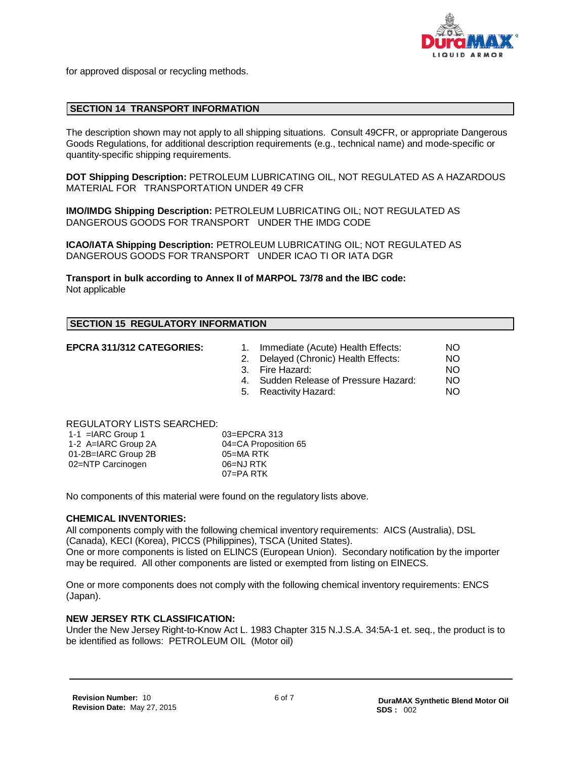for approved disposal or recycling methods.

## SECTION 14 TRANSPORT INFORMATION

The description shown may not apply to all shipping situations. Consult 49CFR, or appropriate Dangerous Goods Regulations, for additional description requirements (e.g., technical name) and mode-specific or quantity-specific shipping requirements.

**DOT Shipping Description:** PETROLEUM LUBRICATING OIL, NOT REGULATED AS A HAZARDOUS MATERIAL FOR TRANSPORTATION UNDER 49 CFR

**IMO/IMDG Shipping Description:** PETROLEUM LUBRICATING OIL; NOT REGULATED AS DANGEROUS GOODS FOR TRANSPORT UNDER THE IMDG CODE

**ICAO/IATA Shipping Description:** PETROLEUM LUBRICATING OIL; NOT REGULATED AS DANGEROUS GOODS FOR TRANSPORT UNDER ICAO TI OR IATA DGR

**Transport in bulk according to Annex II of MARPOL 73/78 and the IBC code:**
Not applicable

## SECTION 15 REGULATORY INFORMATION

**EPCRA 311/312 CATEGORIES:**

1. Immediate (Acute) Health Effects: NO
2. Delayed (Chronic) Health Effects: NO
3. Fire Hazard: NO
4. Sudden Release of Pressure Hazard: NO
5. Reactivity Hazard: NO

REGULATORY LISTS SEARCHED:

| | |
|---|---|
| 1-1 =IARC Group 1 | 03=EPCRA 313 |
| 1-2 A=IARC Group 2A | 04=CA Proposition 65 |
| 01-2B=IARC Group 2B | 05=MA RTK |
| 02=NTP Carcinogen | 06=NJ RTK |
| | 07=PA RTK |

No components of this material were found on the regulatory lists above.

**CHEMICAL INVENTORIES:**

All components comply with the following chemical inventory requirements: AICS (Australia), DSL (Canada), KECI (Korea), PICCS (Philippines), TSCA (United States).
One or more components is listed on ELINCS (European Union). Secondary notification by the importer may be required. All other components are listed or exempted from listing on EINECS.

One or more components does not comply with the following chemical inventory requirements: ENCS (Japan).

**NEW JERSEY RTK CLASSIFICATION:**

Under the New Jersey Right-to-Know Act L. 1983 Chapter 315 N.J.S.A. 34:5A-1 et. seq., the product is to be identified as follows: PETROLEUM OIL (Motor oil)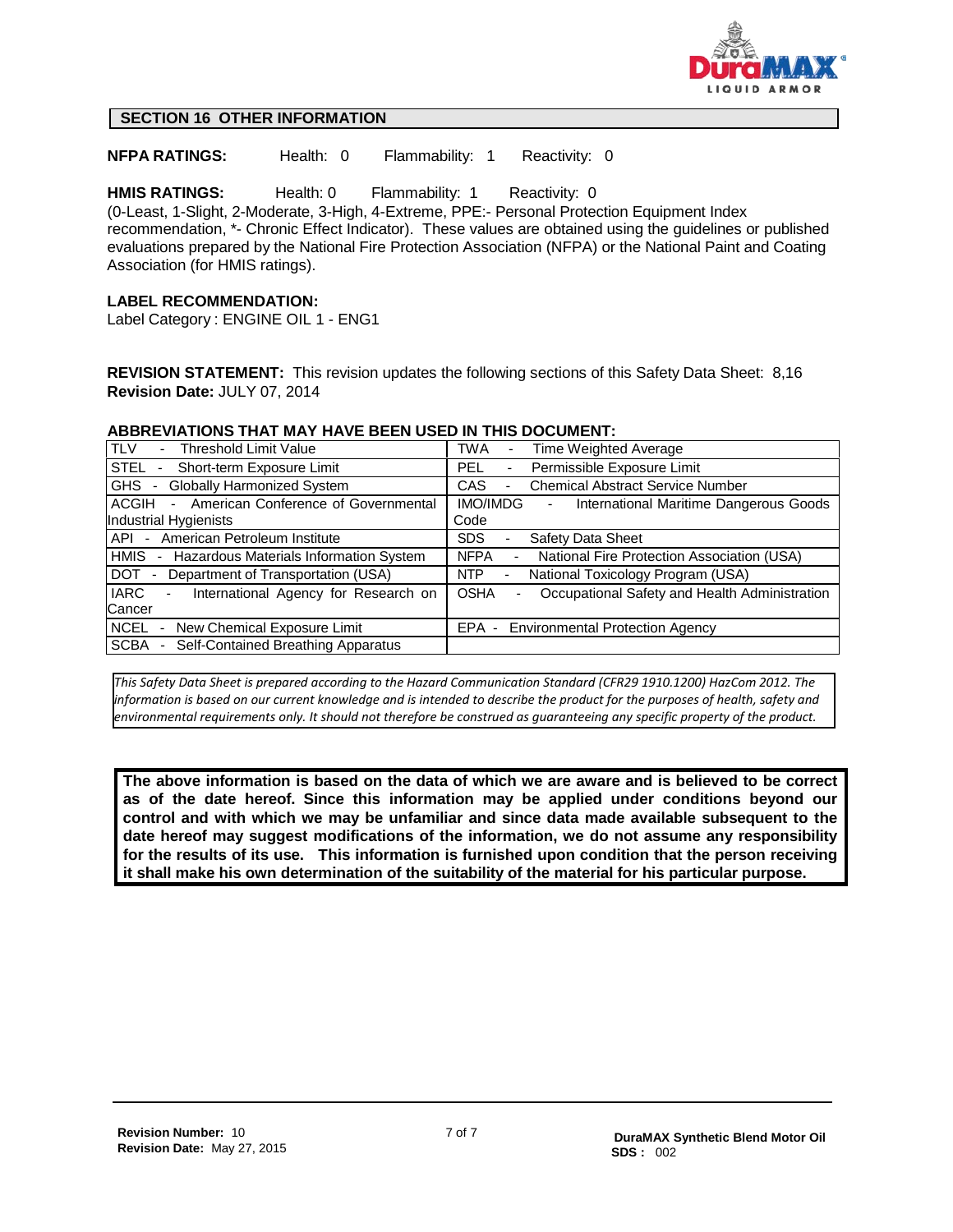## SECTION 16 OTHER INFORMATION

**NFPA RATINGS:** Health: 0 Flammability: 1 Reactivity: 0

**HMIS RATINGS:** Health: 0 Flammability: 1 Reactivity: 0
(0-Least, 1-Slight, 2-Moderate, 3-High, 4-Extreme, PPE:- Personal Protection Equipment Index recommendation, *- Chronic Effect Indicator). These values are obtained using the guidelines or published evaluations prepared by the National Fire Protection Association (NFPA) or the National Paint and Coating Association (for HMIS ratings).

**LABEL RECOMMENDATION:**
Label Category : ENGINE OIL 1 - ENG1

**REVISION STATEMENT:** This revision updates the following sections of this Safety Data Sheet: 8,16
**Revision Date:** JULY 07, 2014

**ABBREVIATIONS THAT MAY HAVE BEEN USED IN THIS DOCUMENT:**

| | |
|---|---|
| TLV - Threshold Limit Value | TWA - Time Weighted Average |
| STEL - Short-term Exposure Limit | PEL - Permissible Exposure Limit |
| GHS - Globally Harmonized System | CAS - Chemical Abstract Service Number |
| ACGIH - American Conference of Governmental Industrial Hygienists | IMO/IMDG - International Maritime Dangerous Goods Code |
| API - American Petroleum Institute | SDS - Safety Data Sheet |
| HMIS - Hazardous Materials Information System | NFPA - National Fire Protection Association (USA) |
| DOT - Department of Transportation (USA) | NTP - National Toxicology Program (USA) |
| IARC - International Agency for Research on Cancer | OSHA - Occupational Safety and Health Administration |
| NCEL - New Chemical Exposure Limit | EPA - Environmental Protection Agency |
| SCBA - Self-Contained Breathing Apparatus | |

*This Safety Data Sheet is prepared according to the Hazard Communication Standard (CFR29 1910.1200) HazCom 2012. The information is based on our current knowledge and is intended to describe the product for the purposes of health, safety and environmental requirements only. It should not therefore be construed as guaranteeing any specific property of the product.*

**The above information is based on the data of which we are aware and is believed to be correct as of the date hereof. Since this information may be applied under conditions beyond our control and with which we may be unfamiliar and since data made available subsequent to the date hereof may suggest modifications of the information, we do not assume any responsibility for the results of its use. This information is furnished upon condition that the person receiving it shall make his own determination of the suitability of the material for his particular purpose.**